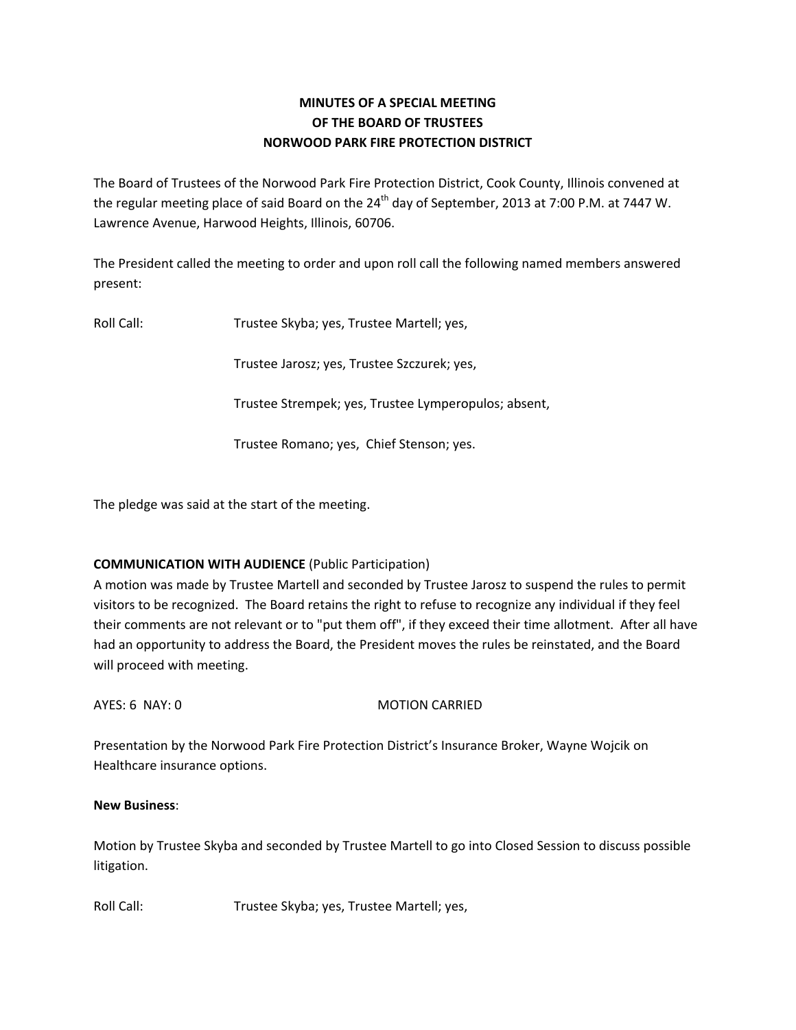# MINUTES OF A SPECIAL MEETING
# OF THE BOARD OF TRUSTEES
# NORWOOD PARK FIRE PROTECTION DISTRICT

The Board of Trustees of the Norwood Park Fire Protection District, Cook County, Illinois convened at the regular meeting place of said Board on the 24th day of September, 2013 at 7:00 P.M. at 7447 W. Lawrence Avenue, Harwood Heights, Illinois, 60706.

The President called the meeting to order and upon roll call the following named members answered present:

Roll Call: Trustee Skyba; yes, Trustee Martell; yes,

Trustee Jarosz; yes, Trustee Szczurek; yes,

Trustee Strempek; yes, Trustee Lymperopulos; absent,

Trustee Romano; yes, Chief Stenson; yes.

The pledge was said at the start of the meeting.

**COMMUNICATION WITH AUDIENCE** (Public Participation)
A motion was made by Trustee Martell and seconded by Trustee Jarosz to suspend the rules to permit visitors to be recognized. The Board retains the right to refuse to recognize any individual if they feel their comments are not relevant or to "put them off", if they exceed their time allotment. After all have had an opportunity to address the Board, the President moves the rules be reinstated, and the Board will proceed with meeting.

AYES: 6 NAY: 0 MOTION CARRIED

Presentation by the Norwood Park Fire Protection District's Insurance Broker, Wayne Wojcik on Healthcare insurance options.

**New Business**:

Motion by Trustee Skyba and seconded by Trustee Martell to go into Closed Session to discuss possible litigation.

Roll Call: Trustee Skyba; yes, Trustee Martell; yes,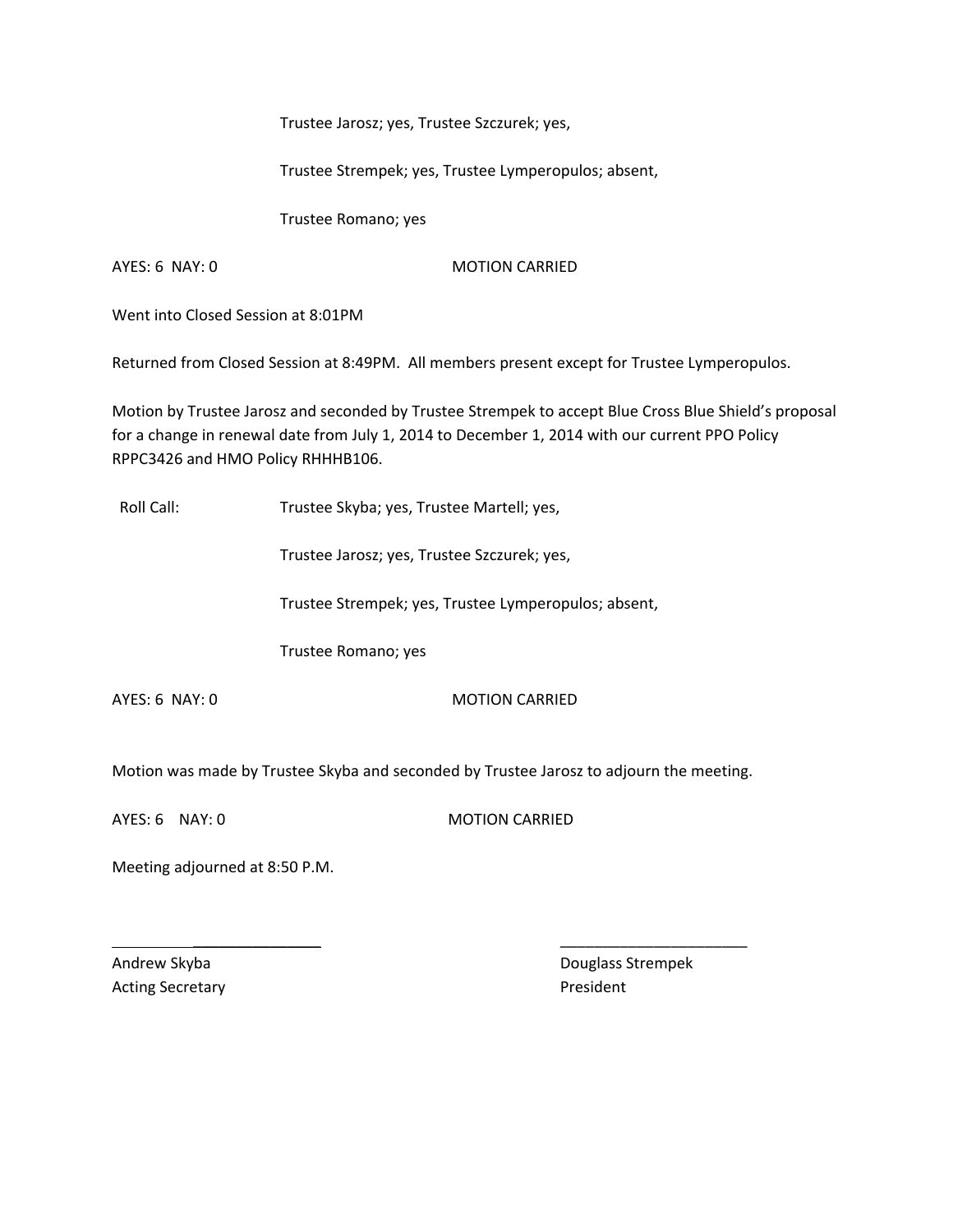Trustee Jarosz; yes, Trustee Szczurek; yes,

Trustee Strempek; yes, Trustee Lymperopulos; absent,

Trustee Romano; yes

AYES: 6 NAY: 0 MOTION CARRIED

Went into Closed Session at 8:01PM

Returned from Closed Session at 8:49PM. All members present except for Trustee Lymperopulos.

Motion by Trustee Jarosz and seconded by Trustee Strempek to accept Blue Cross Blue Shield's proposal for a change in renewal date from July 1, 2014 to December 1, 2014 with our current PPO Policy RPPC3426 and HMO Policy RHHHB106.

Roll Call: Trustee Skyba; yes, Trustee Martell; yes,

Trustee Jarosz; yes, Trustee Szczurek; yes,

Trustee Strempek; yes, Trustee Lymperopulos; absent,

Trustee Romano; yes

AYES: 6 NAY: 0 MOTION CARRIED

Motion was made by Trustee Skyba and seconded by Trustee Jarosz to adjourn the meeting.

AYES: 6 NAY: 0 MOTION CARRIED

Meeting adjourned at 8:50 P.M.

\_\_\_\_\_\_\_\_\_\_\_\_\_\_\_\_\_\_\_\_\_\_\_\_\_

Andrew Skyba
Acting Secretary

\_\_\_\_\_\_\_\_\_\_\_\_\_\_\_\_\_\_\_\_\_\_\_\_\_

Douglass Strempek
President